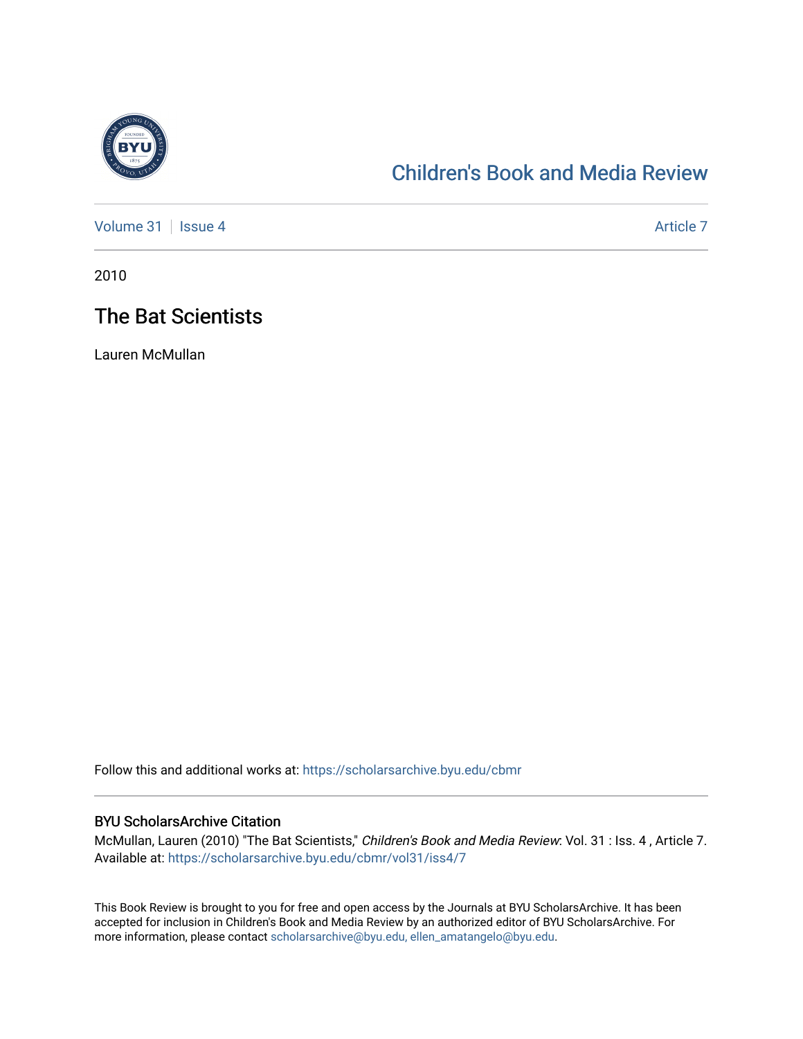Children's Book and Media Review

Volume 31 | Issue 4 — Article 7

2010

# The Bat Scientists

Lauren McMullan

Follow this and additional works at: https://scholarsarchive.byu.edu/cbmr

## BYU ScholarsArchive Citation

McMullan, Lauren (2010) "The Bat Scientists," *Children's Book and Media Review*: Vol. 31 : Iss. 4 , Article 7.
Available at: https://scholarsarchive.byu.edu/cbmr/vol31/iss4/7

This Book Review is brought to you for free and open access by the Journals at BYU ScholarsArchive. It has been accepted for inclusion in Children's Book and Media Review by an authorized editor of BYU ScholarsArchive. For more information, please contact scholarsarchive@byu.edu, ellen_amatangelo@byu.edu.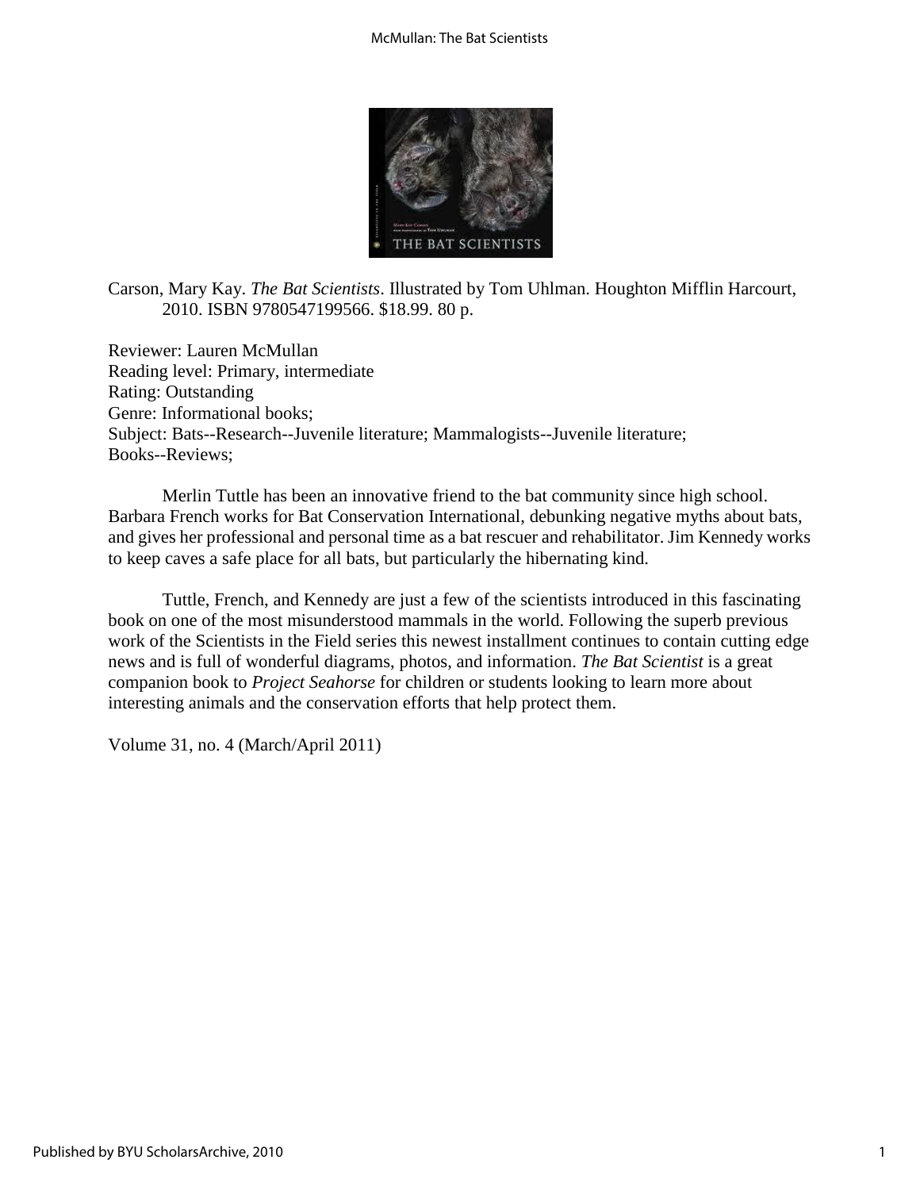Carson, Mary Kay. *The Bat Scientists*. Illustrated by Tom Uhlman. Houghton Mifflin Harcourt, 2010. ISBN 9780547199566. $18.99. 80 p.

Reviewer: Lauren McMullan
Reading level: Primary, intermediate
Rating: Outstanding
Genre: Informational books;
Subject: Bats--Research--Juvenile literature; Mammalogists--Juvenile literature; Books--Reviews;

Merlin Tuttle has been an innovative friend to the bat community since high school. Barbara French works for Bat Conservation International, debunking negative myths about bats, and gives her professional and personal time as a bat rescuer and rehabilitator. Jim Kennedy works to keep caves a safe place for all bats, but particularly the hibernating kind.

Tuttle, French, and Kennedy are just a few of the scientists introduced in this fascinating book on one of the most misunderstood mammals in the world. Following the superb previous work of the Scientists in the Field series this newest installment continues to contain cutting edge news and is full of wonderful diagrams, photos, and information. *The Bat Scientist* is a great companion book to *Project Seahorse* for children or students looking to learn more about interesting animals and the conservation efforts that help protect them.

Volume 31, no. 4 (March/April 2011)